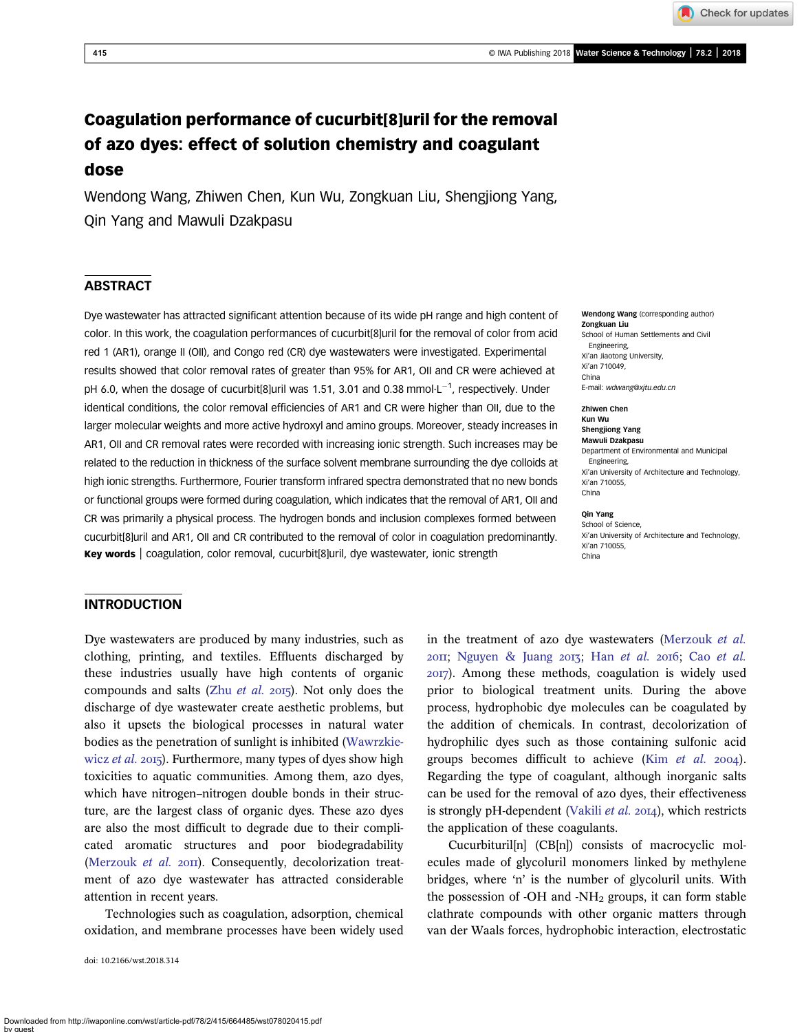# Coagulation performance of cucurbit[8]uril for the removal of azo dyes: effect of solution chemistry and coagulant dose

Wendong Wang, Zhiwen Chen, Kun Wu, Zongkuan Liu, Shengjiong Yang, Qin Yang and Mawuli Dzakpasu

## ABSTRACT

Dye wastewater has attracted significant attention because of its wide pH range and high content of color. In this work, the coagulation performances of cucurbit[8]uril for the removal of color from acid red 1 (AR1), orange II (OII), and Congo red (CR) dye wastewaters were investigated. Experimental results showed that color removal rates of greater than 95% for AR1, OII and CR were achieved at pH 6.0, when the dosage of cucurbit[8]uril was 1.51, 3.01 and 0.38 mmol·$L^{-1}$, respectively. Under identical conditions, the color removal efficiencies of AR1 and CR were higher than OII, due to the larger molecular weights and more active hydroxyl and amino groups. Moreover, steady increases in AR1, OII and CR removal rates were recorded with increasing ionic strength. Such increases may be related to the reduction in thickness of the surface solvent membrane surrounding the dye colloids at high ionic strengths. Furthermore, Fourier transform infrared spectra demonstrated that no new bonds or functional groups were formed during coagulation, which indicates that the removal of AR1, OII and CR was primarily a physical process. The hydrogen bonds and inclusion complexes formed between cucurbit[8]uril and AR1, OII and CR contributed to the removal of color in coagulation predominantly.

**Key words** | coagulation, color removal, cucurbit[8]uril, dye wastewater, ionic strength

**Wendong Wang** (corresponding author)
**Zongkuan Liu**
School of Human Settlements and Civil Engineering,
Xi'an Jiaotong University,
Xi'an 710049,
China
E-mail: *wdwang@xjtu.edu.cn*

**Zhiwen Chen**
**Kun Wu**
**Shengjiong Yang**
**Mawuli Dzakpasu**
Department of Environmental and Municipal Engineering,
Xi'an University of Architecture and Technology,
Xi'an 710055,
China

**Qin Yang**
School of Science,
Xi'an University of Architecture and Technology,
Xi'an 710055,
China

## INTRODUCTION

Dye wastewaters are produced by many industries, such as clothing, printing, and textiles. Effluents discharged by these industries usually have high contents of organic compounds and salts (Zhu *et al.* 2015). Not only does the discharge of dye wastewater create aesthetic problems, but also it upsets the biological processes in natural water bodies as the penetration of sunlight is inhibited (Wawrzkiewicz *et al.* 2015). Furthermore, many types of dyes show high toxicities to aquatic communities. Among them, azo dyes, which have nitrogen–nitrogen double bonds in their structure, are the largest class of organic dyes. These azo dyes are also the most difficult to degrade due to their complicated aromatic structures and poor biodegradability (Merzouk *et al.* 2011). Consequently, decolorization treatment of azo dye wastewater has attracted considerable attention in recent years.

Technologies such as coagulation, adsorption, chemical oxidation, and membrane processes have been widely used in the treatment of azo dye wastewaters (Merzouk *et al.* 2011; Nguyen & Juang 2013; Han *et al.* 2016; Cao *et al.* 2017). Among these methods, coagulation is widely used prior to biological treatment units. During the above process, hydrophobic dye molecules can be coagulated by the addition of chemicals. In contrast, decolorization of hydrophilic dyes such as those containing sulfonic acid groups becomes difficult to achieve (Kim *et al.* 2004). Regarding the type of coagulant, although inorganic salts can be used for the removal of azo dyes, their effectiveness is strongly pH-dependent (Vakili *et al.* 2014), which restricts the application of these coagulants.

Cucurbituril[n] (CB[n]) consists of macrocyclic molecules made of glycoluril monomers linked by methylene bridges, where 'n' is the number of glycoluril units. With the possession of -OH and $-NH_2$ groups, it can form stable clathrate compounds with other organic matters through van der Waals forces, hydrophobic interaction, electrostatic

doi: 10.2166/wst.2018.314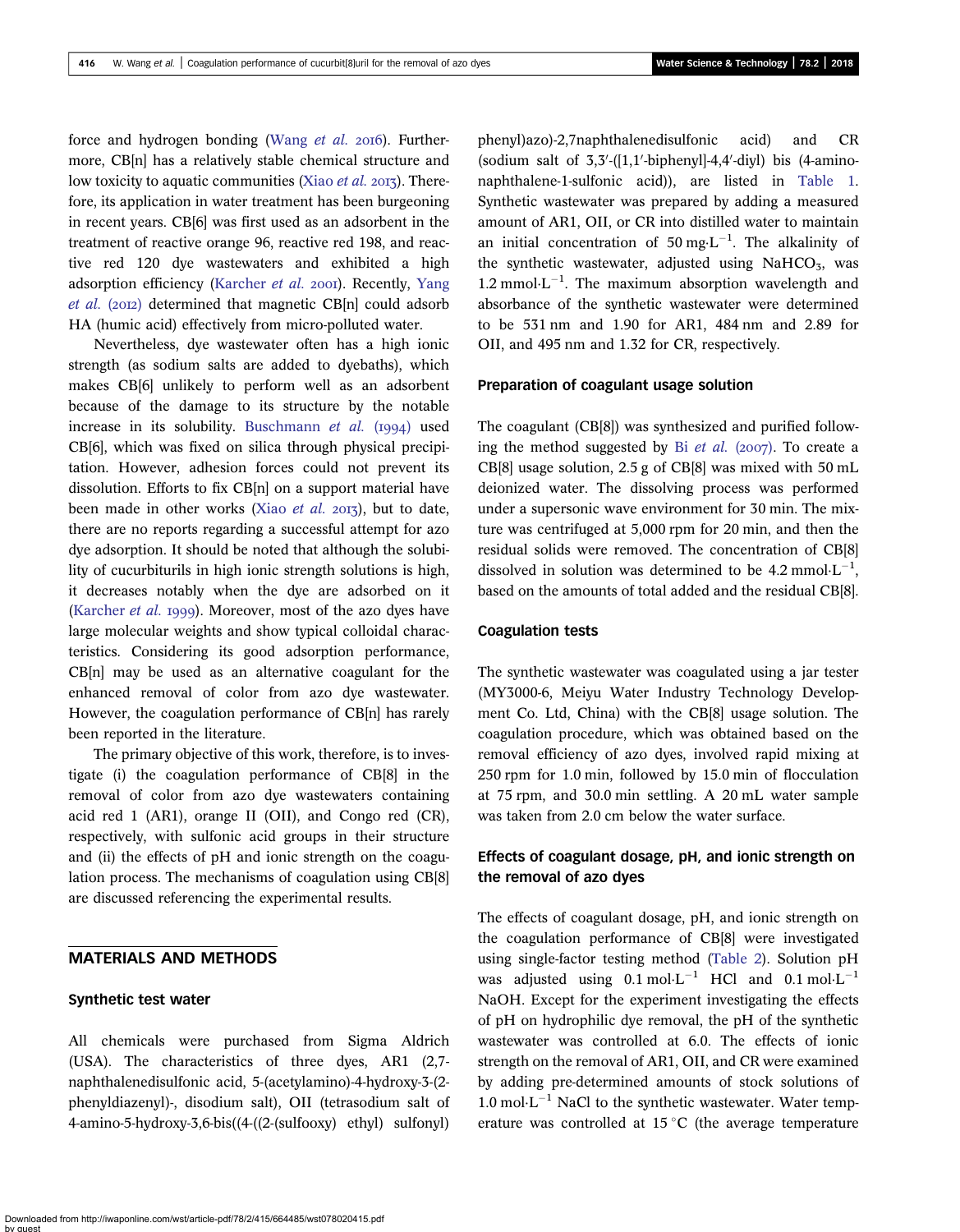force and hydrogen bonding (Wang *et al.* 2016). Furthermore, CB[n] has a relatively stable chemical structure and low toxicity to aquatic communities (Xiao *et al.* 2013). Therefore, its application in water treatment has been burgeoning in recent years. CB[6] was first used as an adsorbent in the treatment of reactive orange 96, reactive red 198, and reactive red 120 dye wastewaters and exhibited a high adsorption efficiency (Karcher *et al.* 2001). Recently, Yang *et al.* (2012) determined that magnetic CB[n] could adsorb HA (humic acid) effectively from micro-polluted water.

Nevertheless, dye wastewater often has a high ionic strength (as sodium salts are added to dyebaths), which makes CB[6] unlikely to perform well as an adsorbent because of the damage to its structure by the notable increase in its solubility. Buschmann *et al.* (1994) used CB[6], which was fixed on silica through physical precipitation. However, adhesion forces could not prevent its dissolution. Efforts to fix CB[n] on a support material have been made in other works (Xiao *et al.* 2013), but to date, there are no reports regarding a successful attempt for azo dye adsorption. It should be noted that although the solubility of cucurbiturils in high ionic strength solutions is high, it decreases notably when the dye are adsorbed on it (Karcher *et al.* 1999). Moreover, most of the azo dyes have large molecular weights and show typical colloidal characteristics. Considering its good adsorption performance, CB[n] may be used as an alternative coagulant for the enhanced removal of color from azo dye wastewater. However, the coagulation performance of CB[n] has rarely been reported in the literature.

The primary objective of this work, therefore, is to investigate (i) the coagulation performance of CB[8] in the removal of color from azo dye wastewaters containing acid red 1 (AR1), orange II (OII), and Congo red (CR), respectively, with sulfonic acid groups in their structure and (ii) the effects of pH and ionic strength on the coagulation process. The mechanisms of coagulation using CB[8] are discussed referencing the experimental results.

## MATERIALS AND METHODS

### Synthetic test water

All chemicals were purchased from Sigma Aldrich (USA). The characteristics of three dyes, AR1 (2,7-naphthalenedisulfonic acid, 5-(acetylamino)-4-hydroxy-3-(2-phenyldiazenyl)-, disodium salt), OII (tetrasodium salt of 4-amino-5-hydroxy-3,6-bis((4-((2-(sulfooxy) ethyl) sulfonyl) phenyl)azo)-2,7naphthalenedisulfonic acid) and CR (sodium salt of 3,3′-([1,1′-biphenyl]-4,4′-diyl) bis (4-amino-naphthalene-1-sulfonic acid)), are listed in Table 1. Synthetic wastewater was prepared by adding a measured amount of AR1, OII, or CR into distilled water to maintain an initial concentration of 50 $mg{\cdot}L^{-1}$. The alkalinity of the synthetic wastewater, adjusted using $NaHCO_3$, was 1.2 $mmol{\cdot}L^{-1}$. The maximum absorption wavelength and absorbance of the synthetic wastewater were determined to be 531 nm and 1.90 for AR1, 484 nm and 2.89 for OII, and 495 nm and 1.32 for CR, respectively.

### Preparation of coagulant usage solution

The coagulant (CB[8]) was synthesized and purified following the method suggested by Bi *et al.* (2007). To create a CB[8] usage solution, 2.5 g of CB[8] was mixed with 50 mL deionized water. The dissolving process was performed under a supersonic wave environment for 30 min. The mixture was centrifuged at 5,000 rpm for 20 min, and then the residual solids were removed. The concentration of CB[8] dissolved in solution was determined to be 4.2 $mmol{\cdot}L^{-1}$, based on the amounts of total added and the residual CB[8].

### Coagulation tests

The synthetic wastewater was coagulated using a jar tester (MY3000-6, Meiyu Water Industry Technology Development Co. Ltd, China) with the CB[8] usage solution. The coagulation procedure, which was obtained based on the removal efficiency of azo dyes, involved rapid mixing at 250 rpm for 1.0 min, followed by 15.0 min of flocculation at 75 rpm, and 30.0 min settling. A 20 mL water sample was taken from 2.0 cm below the water surface.

### Effects of coagulant dosage, pH, and ionic strength on the removal of azo dyes

The effects of coagulant dosage, pH, and ionic strength on the coagulation performance of CB[8] were investigated using single-factor testing method (Table 2). Solution pH was adjusted using 0.1 $mol{\cdot}L^{-1}$ HCl and 0.1 $mol{\cdot}L^{-1}$ NaOH. Except for the experiment investigating the effects of pH on hydrophilic dye removal, the pH of the synthetic wastewater was controlled at 6.0. The effects of ionic strength on the removal of AR1, OII, and CR were examined by adding pre-determined amounts of stock solutions of 1.0 $mol{\cdot}L^{-1}$ NaCl to the synthetic wastewater. Water temperature was controlled at 15 °C (the average temperature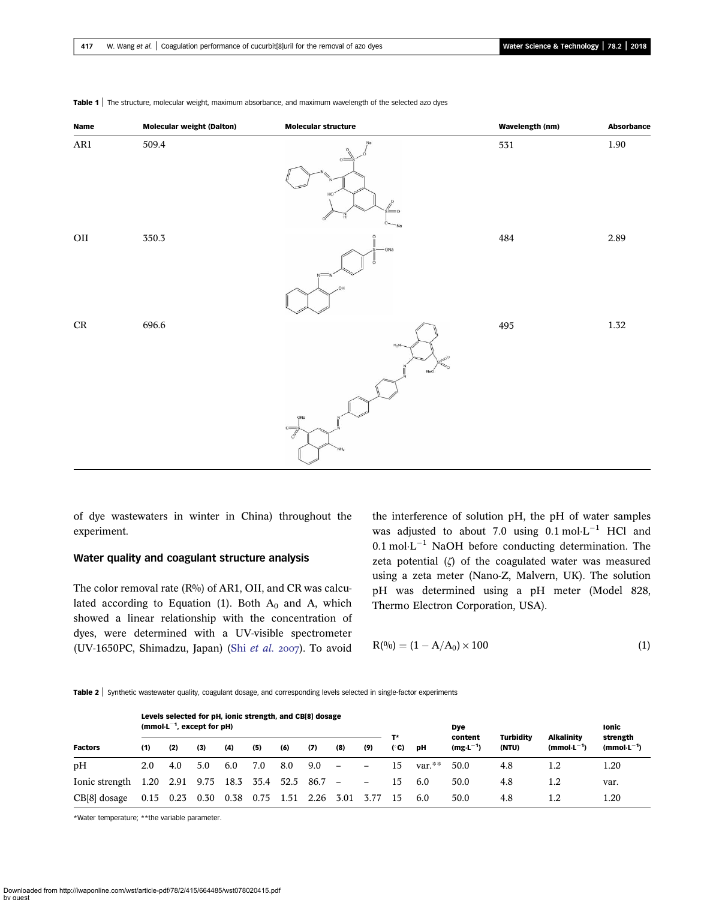**Table 1** | The structure, molecular weight, maximum absorbance, and maximum wavelength of the selected azo dyes

| Name | Molecular weight (Dalton) | Molecular structure | Wavelength (nm) | Absorbance |
|---|---|---|---|---|
| AR1 | 509.4 | | 531 | 1.90 |
| OII | 350.3 | | 484 | 2.89 |
| CR | 696.6 | | 495 | 1.32 |

of dye wastewaters in winter in China) throughout the experiment.

### Water quality and coagulant structure analysis

The color removal rate (R%) of AR1, OII, and CR was calculated according to Equation (1). Both $A_0$ and A, which showed a linear relationship with the concentration of dyes, were determined with a UV-visible spectrometer (UV-1650PC, Shimadzu, Japan) (Shi *et al.* 2007). To avoid the interference of solution pH, the pH of water samples was adjusted to about 7.0 using 0.1 mol·L$^{-1}$ HCl and 0.1 mol·L$^{-1}$ NaOH before conducting determination. The zeta potential ($\zeta$) of the coagulated water was measured using a zeta meter (Nano-Z, Malvern, UK). The solution pH was determined using a pH meter (Model 828, Thermo Electron Corporation, USA).

$$R(\%) = (1 - A/A_0) \times 100 \quad (1)$$

**Table 2** | Synthetic wastewater quality, coagulant dosage, and corresponding levels selected in single-factor experiments

| Factors | Levels selected for pH, ionic strength, and CB[8] dosage (mmol·L$^{-1}$, except for pH) | | | | | | | | | T* (°C) | pH | Dye content (mg·L$^{-1}$) | Turbidity (NTU) | Alkalinity (mmol·L$^{-1}$) | Ionic strength (mmol·L$^{-1}$) |
|---|---|---|---|---|---|---|---|---|---|---|---|---|---|---|---|
| | (1) | (2) | (3) | (4) | (5) | (6) | (7) | (8) | (9) | | | | | | |
| pH | 2.0 | 4.0 | 5.0 | 6.0 | 7.0 | 8.0 | 9.0 | – | – | 15 | var.** | 50.0 | 4.8 | 1.2 | 1.20 |
| Ionic strength | 1.20 | 2.91 | 9.75 | 18.3 | 35.4 | 52.5 | 86.7 | – | – | 15 | 6.0 | 50.0 | 4.8 | 1.2 | var. |
| CB[8] dosage | 0.15 | 0.23 | 0.30 | 0.38 | 0.75 | 1.51 | 2.26 | 3.01 | 3.77 | 15 | 6.0 | 50.0 | 4.8 | 1.2 | 1.20 |

*Water temperature; **the variable parameter.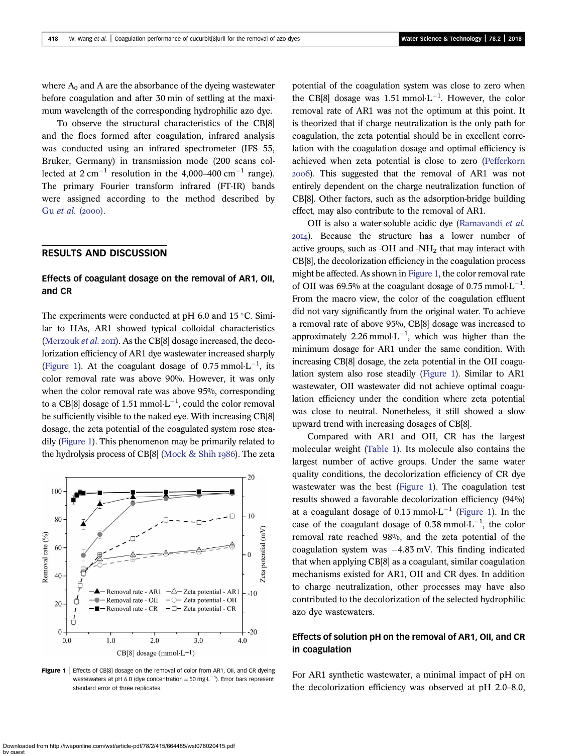where $A_0$ and A are the absorbance of the dyeing wastewater before coagulation and after 30 min of settling at the maximum wavelength of the corresponding hydrophilic azo dye.

To observe the structural characteristics of the CB[8] and the flocs formed after coagulation, infrared analysis was conducted using an infrared spectrometer (IFS 55, Bruker, Germany) in transmission mode (200 scans collected at 2 $cm^{-1}$ resolution in the 4,000–400 $cm^{-1}$ range). The primary Fourier transform infrared (FT-IR) bands were assigned according to the method described by Gu *et al.* (2000).

## RESULTS AND DISCUSSION

### Effects of coagulant dosage on the removal of AR1, OII, and CR

The experiments were conducted at pH 6.0 and 15 °C. Similar to HAs, AR1 showed typical colloidal characteristics (Merzouk *et al.* 2011). As the CB[8] dosage increased, the decolorization efficiency of AR1 dye wastewater increased sharply (Figure 1). At the coagulant dosage of 0.75 mmol·$L^{-1}$, its color removal rate was above 90%. However, it was only when the color removal rate was above 95%, corresponding to a CB[8] dosage of 1.51 mmol·$L^{-1}$, could the color removal be sufficiently visible to the naked eye. With increasing CB[8] dosage, the zeta potential of the coagulated system rose steadily (Figure 1). This phenomenon may be primarily related to the hydrolysis process of CB[8] (Mock & Shih 1986). The zeta potential of the coagulation system was close to zero when the CB[8] dosage was 1.51 mmol·$L^{-1}$. However, the color removal rate of AR1 was not the optimum at this point. It is theorized that if charge neutralization is the only path for coagulation, the zeta potential should be in excellent correlation with the coagulation dosage and optimal efficiency is achieved when zeta potential is close to zero (Pefferkorn 2006). This suggested that the removal of AR1 was not entirely dependent on the charge neutralization function of CB[8]. Other factors, such as the adsorption-bridge building effect, may also contribute to the removal of AR1.

Figure 1 | Effects of CB[8] dosage on the removal of color from AR1, OII, and CR dyeing wastewaters at pH 6.0 (dye concentration = 50 mg·$L^{-1}$). Error bars represent standard error of three replicates.

OII is also a water-soluble acidic dye (Ramavandi *et al.* 2014). Because the structure has a lower number of active groups, such as -OH and -$NH_2$ that may interact with CB[8], the decolorization efficiency in the coagulation process might be affected. As shown in Figure 1, the color removal rate of OII was 69.5% at the coagulant dosage of 0.75 mmol·$L^{-1}$. From the macro view, the color of the coagulation effluent did not vary significantly from the original water. To achieve a removal rate of above 95%, CB[8] dosage was increased to approximately 2.26 mmol·$L^{-1}$, which was higher than the minimum dosage for AR1 under the same condition. With increasing CB[8] dosage, the zeta potential in the OII coagulation system also rose steadily (Figure 1). Similar to AR1 wastewater, OII wastewater did not achieve optimal coagulation efficiency under the condition where zeta potential was close to neutral. Nonetheless, it still showed a slow upward trend with increasing dosages of CB[8].

Compared with AR1 and OII, CR has the largest molecular weight (Table 1). Its molecule also contains the largest number of active groups. Under the same water quality conditions, the decolorization efficiency of CR dye wastewater was the best (Figure 1). The coagulation test results showed a favorable decolorization efficiency (94%) at a coagulant dosage of 0.15 mmol·$L^{-1}$ (Figure 1). In the case of the coagulant dosage of 0.38 mmol·$L^{-1}$, the color removal rate reached 98%, and the zeta potential of the coagulation system was −4.83 mV. This finding indicated that when applying CB[8] as a coagulant, similar coagulation mechanisms existed for AR1, OII and CR dyes. In addition to charge neutralization, other processes may have also contributed to the decolorization of the selected hydrophilic azo dye wastewaters.

### Effects of solution pH on the removal of AR1, OII, and CR in coagulation

For AR1 synthetic wastewater, a minimal impact of pH on the decolorization efficiency was observed at pH 2.0–8.0,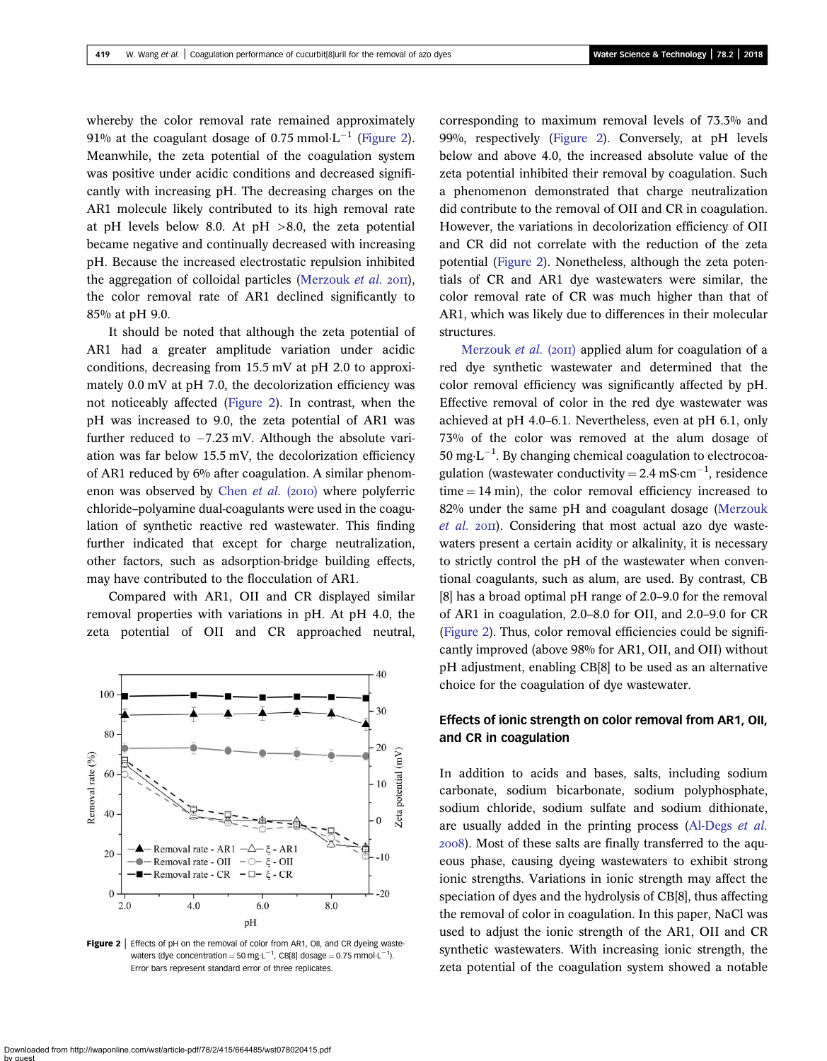whereby the color removal rate remained approximately 91% at the coagulant dosage of 0.75 mmol·L$^{-1}$ (Figure 2). Meanwhile, the zeta potential of the coagulation system was positive under acidic conditions and decreased significantly with increasing pH. The decreasing charges on the AR1 molecule likely contributed to its high removal rate at pH levels below 8.0. At pH >8.0, the zeta potential became negative and continually decreased with increasing pH. Because the increased electrostatic repulsion inhibited the aggregation of colloidal particles (Merzouk *et al.* 2011), the color removal rate of AR1 declined significantly to 85% at pH 9.0.

It should be noted that although the zeta potential of AR1 had a greater amplitude variation under acidic conditions, decreasing from 15.5 mV at pH 2.0 to approximately 0.0 mV at pH 7.0, the decolorization efficiency was not noticeably affected (Figure 2). In contrast, when the pH was increased to 9.0, the zeta potential of AR1 was further reduced to −7.23 mV. Although the absolute variation was far below 15.5 mV, the decolorization efficiency of AR1 reduced by 6% after coagulation. A similar phenomenon was observed by Chen *et al.* (2010) where polyferric chloride–polyamine dual-coagulants were used in the coagulation of synthetic reactive red wastewater. This finding further indicated that except for charge neutralization, other factors, such as adsorption-bridge building effects, may have contributed to the flocculation of AR1.

Compared with AR1, OII and CR displayed similar removal properties with variations in pH. At pH 4.0, the zeta potential of OII and CR approached neutral, corresponding to maximum removal levels of 73.3% and 99%, respectively (Figure 2). Conversely, at pH levels below and above 4.0, the increased absolute value of the zeta potential inhibited their removal by coagulation. Such a phenomenon demonstrated that charge neutralization did contribute to the removal of OII and CR in coagulation. However, the variations in decolorization efficiency of OII and CR did not correlate with the reduction of the zeta potential (Figure 2). Nonetheless, although the zeta potentials of CR and AR1 dye wastewaters were similar, the color removal rate of CR was much higher than that of AR1, which was likely due to differences in their molecular structures.

**Figure 2** | Effects of pH on the removal of color from AR1, OII, and CR dyeing wastewaters (dye concentration = 50 mg·L$^{-1}$, CB[8] dosage = 0.75 mmol·L$^{-1}$). Error bars represent standard error of three replicates.

Merzouk *et al.* (2011) applied alum for coagulation of a red dye synthetic wastewater and determined that the color removal efficiency was significantly affected by pH. Effective removal of color in the red dye wastewater was achieved at pH 4.0–6.1. Nevertheless, even at pH 6.1, only 73% of the color was removed at the alum dosage of 50 mg·L$^{-1}$. By changing chemical coagulation to electrocoagulation (wastewater conductivity = 2.4 mS·cm$^{-1}$, residence time = 14 min), the color removal efficiency increased to 82% under the same pH and coagulant dosage (Merzouk *et al.* 2011). Considering that most actual azo dye wastewaters present a certain acidity or alkalinity, it is necessary to strictly control the pH of the wastewater when conventional coagulants, such as alum, are used. By contrast, CB[8] has a broad optimal pH range of 2.0–9.0 for the removal of AR1 in coagulation, 2.0–8.0 for OII, and 2.0–9.0 for CR (Figure 2). Thus, color removal efficiencies could be significantly improved (above 98% for AR1, OII, and OII) without pH adjustment, enabling CB[8] to be used as an alternative choice for the coagulation of dye wastewater.

## Effects of ionic strength on color removal from AR1, OII, and CR in coagulation

In addition to acids and bases, salts, including sodium carbonate, sodium bicarbonate, sodium polyphosphate, sodium chloride, sodium sulfate and sodium dithionate, are usually added in the printing process (Al-Degs *et al.* 2008). Most of these salts are finally transferred to the aqueous phase, causing dyeing wastewaters to exhibit strong ionic strengths. Variations in ionic strength may affect the speciation of dyes and the hydrolysis of CB[8], thus affecting the removal of color in coagulation. In this paper, NaCl was used to adjust the ionic strength of the AR1, OII and CR synthetic wastewaters. With increasing ionic strength, the zeta potential of the coagulation system showed a notable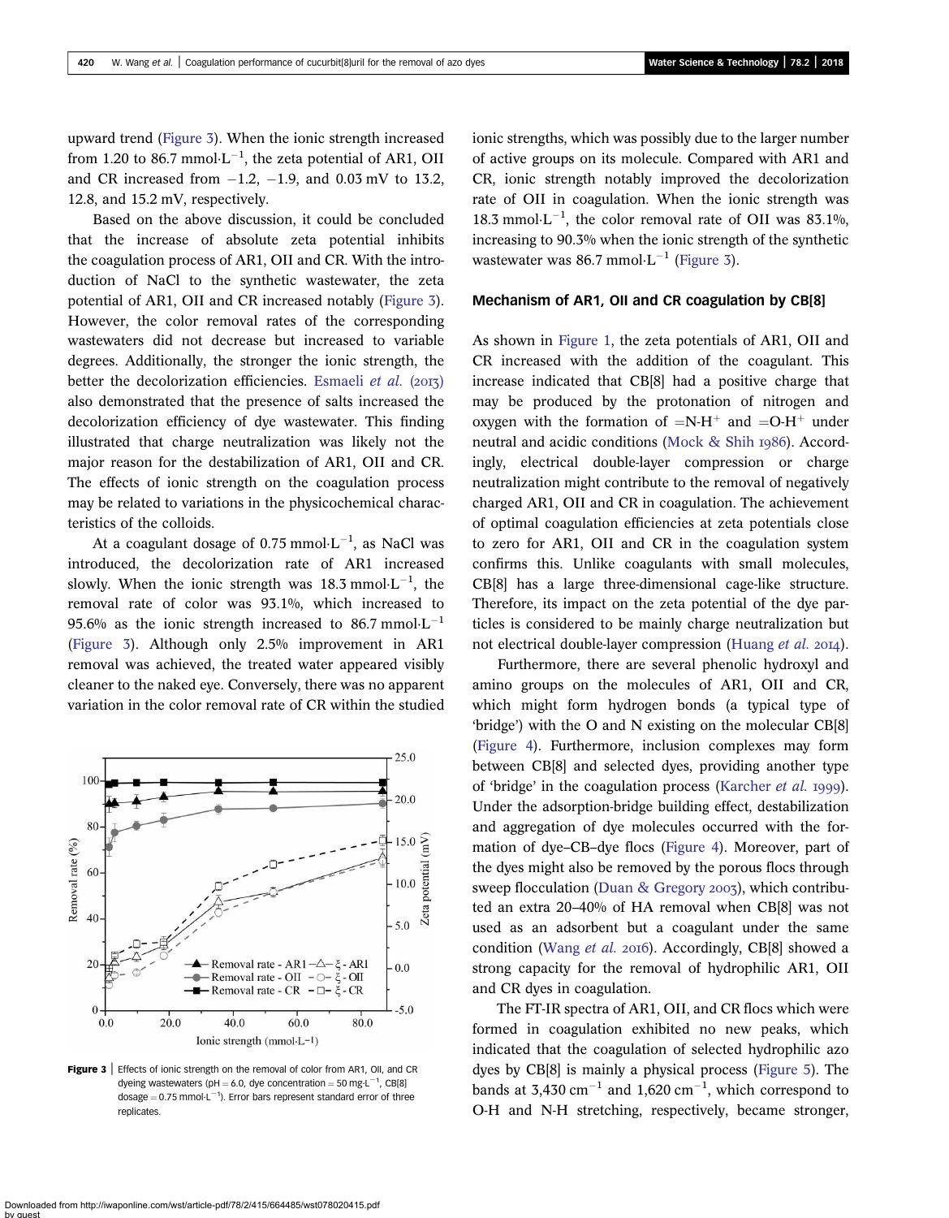upward trend (Figure 3). When the ionic strength increased from 1.20 to 86.7 mmol·L$^{-1}$, the zeta potential of AR1, OII and CR increased from −1.2, −1.9, and 0.03 mV to 13.2, 12.8, and 15.2 mV, respectively.

Based on the above discussion, it could be concluded that the increase of absolute zeta potential inhibits the coagulation process of AR1, OII and CR. With the introduction of NaCl to the synthetic wastewater, the zeta potential of AR1, OII and CR increased notably (Figure 3). However, the color removal rates of the corresponding wastewaters did not decrease but increased to variable degrees. Additionally, the stronger the ionic strength, the better the decolorization efficiencies. Esmaeli *et al.* (2013) also demonstrated that the presence of salts increased the decolorization efficiency of dye wastewater. This finding illustrated that charge neutralization was likely not the major reason for the destabilization of AR1, OII and CR. The effects of ionic strength on the coagulation process may be related to variations in the physicochemical characteristics of the colloids.

At a coagulant dosage of 0.75 mmol·L$^{-1}$, as NaCl was introduced, the decolorization rate of AR1 increased slowly. When the ionic strength was 18.3 mmol·L$^{-1}$, the removal rate of color was 93.1%, which increased to 95.6% as the ionic strength increased to 86.7 mmol·L$^{-1}$ (Figure 3). Although only 2.5% improvement in AR1 removal was achieved, the treated water appeared visibly cleaner to the naked eye. Conversely, there was no apparent variation in the color removal rate of CR within the studied ionic strengths, which was possibly due to the larger number of active groups on its molecule. Compared with AR1 and CR, ionic strength notably improved the decolorization rate of OII in coagulation. When the ionic strength was 18.3 mmol·L$^{-1}$, the color removal rate of OII was 83.1%, increasing to 90.3% when the ionic strength of the synthetic wastewater was 86.7 mmol·L$^{-1}$ (Figure 3).

**Figure 3** | Effects of ionic strength on the removal of color from AR1, OII, and CR dyeing wastewaters (pH = 6.0, dye concentration = 50 mg·L$^{-1}$, CB[8] dosage = 0.75 mmol·L$^{-1}$). Error bars represent standard error of three replicates.

### Mechanism of AR1, OII and CR coagulation by CB[8]

As shown in Figure 1, the zeta potentials of AR1, OII and CR increased with the addition of the coagulant. This increase indicated that CB[8] had a positive charge that may be produced by the protonation of nitrogen and oxygen with the formation of =N-H$^{+}$ and =O-H$^{+}$ under neutral and acidic conditions (Mock & Shih 1986). Accordingly, electrical double-layer compression or charge neutralization might contribute to the removal of negatively charged AR1, OII and CR in coagulation. The achievement of optimal coagulation efficiencies at zeta potentials close to zero for AR1, OII and CR in the coagulation system confirms this. Unlike coagulants with small molecules, CB[8] has a large three-dimensional cage-like structure. Therefore, its impact on the zeta potential of the dye particles is considered to be mainly charge neutralization but not electrical double-layer compression (Huang *et al.* 2014).

Furthermore, there are several phenolic hydroxyl and amino groups on the molecules of AR1, OII and CR, which might form hydrogen bonds (a typical type of 'bridge') with the O and N existing on the molecular CB[8] (Figure 4). Furthermore, inclusion complexes may form between CB[8] and selected dyes, providing another type of 'bridge' in the coagulation process (Karcher *et al.* 1999). Under the adsorption-bridge building effect, destabilization and aggregation of dye molecules occurred with the formation of dye–CB–dye flocs (Figure 4). Moreover, part of the dyes might also be removed by the porous flocs through sweep flocculation (Duan & Gregory 2003), which contributed an extra 20–40% of HA removal when CB[8] was not used as an adsorbent but a coagulant under the same condition (Wang *et al.* 2016). Accordingly, CB[8] showed a strong capacity for the removal of hydrophilic AR1, OII and CR dyes in coagulation.

The FT-IR spectra of AR1, OII, and CR flocs which were formed in coagulation exhibited no new peaks, which indicated that the coagulation of selected hydrophilic azo dyes by CB[8] is mainly a physical process (Figure 5). The bands at 3,430 cm$^{-1}$ and 1,620 cm$^{-1}$, which correspond to O-H and N-H stretching, respectively, became stronger,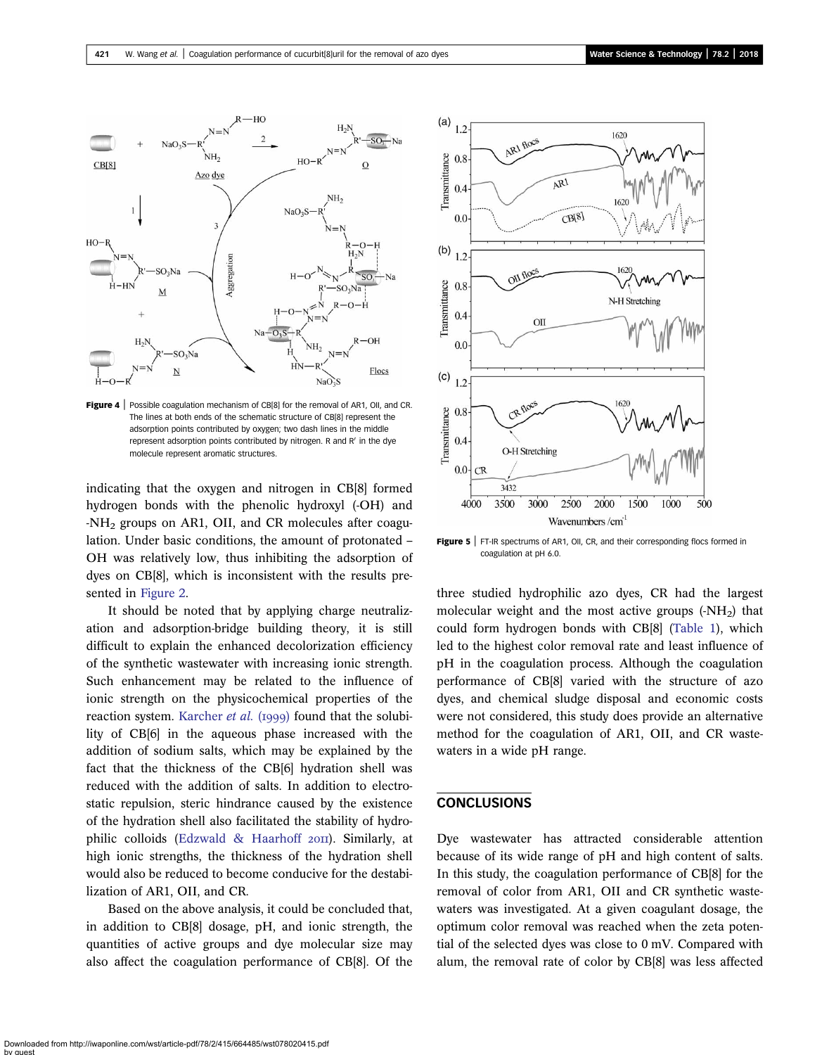Figure 4 | Possible coagulation mechanism of CB[8] for the removal of AR1, OII, and CR. The lines at both ends of the schematic structure of CB[8] represent the adsorption points contributed by oxygen; two dash lines in the middle represent adsorption points contributed by nitrogen. R and R′ in the dye molecule represent aromatic structures.

Figure 5 | FT-IR spectrums of AR1, OII, CR, and their corresponding flocs formed in coagulation at pH 6.0.

indicating that the oxygen and nitrogen in CB[8] formed hydrogen bonds with the phenolic hydroxyl (-OH) and $-NH_2$ groups on AR1, OII, and CR molecules after coagulation. Under basic conditions, the amount of protonated –OH was relatively low, thus inhibiting the adsorption of dyes on CB[8], which is inconsistent with the results presented in Figure 2.

It should be noted that by applying charge neutralization and adsorption-bridge building theory, it is still difficult to explain the enhanced decolorization efficiency of the synthetic wastewater with increasing ionic strength. Such enhancement may be related to the influence of ionic strength on the physicochemical properties of the reaction system. Karcher *et al.* (1999) found that the solubility of CB[6] in the aqueous phase increased with the addition of sodium salts, which may be explained by the fact that the thickness of the CB[6] hydration shell was reduced with the addition of salts. In addition to electrostatic repulsion, steric hindrance caused by the existence of the hydration shell also facilitated the stability of hydrophilic colloids (Edzwald & Haarhoff 2011). Similarly, at high ionic strengths, the thickness of the hydration shell would also be reduced to become conducive for the destabilization of AR1, OII, and CR.

Based on the above analysis, it could be concluded that, in addition to CB[8] dosage, pH, and ionic strength, the quantities of active groups and dye molecular size may also affect the coagulation performance of CB[8]. Of the three studied hydrophilic azo dyes, CR had the largest molecular weight and the most active groups ($-NH_2$) that could form hydrogen bonds with CB[8] (Table 1), which led to the highest color removal rate and least influence of pH in the coagulation process. Although the coagulation performance of CB[8] varied with the structure of azo dyes, and chemical sludge disposal and economic costs were not considered, this study does provide an alternative method for the coagulation of AR1, OII, and CR wastewaters in a wide pH range.

## CONCLUSIONS

Dye wastewater has attracted considerable attention because of its wide range of pH and high content of salts. In this study, the coagulation performance of CB[8] for the removal of color from AR1, OII and CR synthetic wastewaters was investigated. At a given coagulant dosage, the optimum color removal was reached when the zeta potential of the selected dyes was close to 0 mV. Compared with alum, the removal rate of color by CB[8] was less affected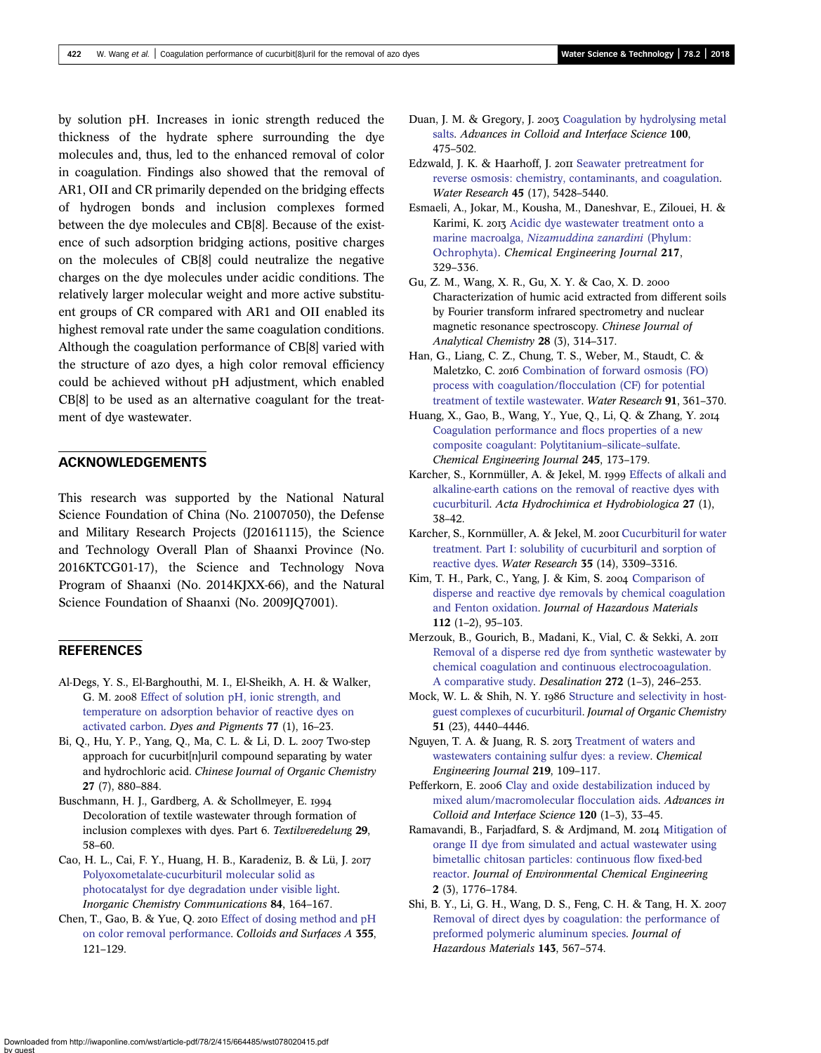by solution pH. Increases in ionic strength reduced the thickness of the hydrate sphere surrounding the dye molecules and, thus, led to the enhanced removal of color in coagulation. Findings also showed that the removal of AR1, OII and CR primarily depended on the bridging effects of hydrogen bonds and inclusion complexes formed between the dye molecules and CB[8]. Because of the existence of such adsorption bridging actions, positive charges on the molecules of CB[8] could neutralize the negative charges on the dye molecules under acidic conditions. The relatively larger molecular weight and more active substituent groups of CR compared with AR1 and OII enabled its highest removal rate under the same coagulation conditions. Although the coagulation performance of CB[8] varied with the structure of azo dyes, a high color removal efficiency could be achieved without pH adjustment, which enabled CB[8] to be used as an alternative coagulant for the treatment of dye wastewater.

## ACKNOWLEDGEMENTS

This research was supported by the National Natural Science Foundation of China (No. 21007050), the Defense and Military Research Projects (J20161115), the Science and Technology Overall Plan of Shaanxi Province (No. 2016KTCG01-17), the Science and Technology Nova Program of Shaanxi (No. 2014KJXX-66), and the Natural Science Foundation of Shaanxi (No. 2009JQ7001).

## REFERENCES

Al-Degs, Y. S., El-Barghouthi, M. I., El-Sheikh, A. H. & Walker, G. M. 2008 Effect of solution pH, ionic strength, and temperature on adsorption behavior of reactive dyes on activated carbon. *Dyes and Pigments* **77** (1), 16–23.

Bi, Q., Hu, Y. P., Yang, Q., Ma, C. L. & Li, D. L. 2007 Two-step approach for cucurbit[n]uril compound separating by water and hydrochloric acid. *Chinese Journal of Organic Chemistry* **27** (7), 880–884.

Buschmann, H. J., Gardberg, A. & Schollmeyer, E. 1994 Decoloration of textile wastewater through formation of inclusion complexes with dyes. Part 6. *Textilveredelung* **29**, 58–60.

Cao, H. L., Cai, F. Y., Huang, H. B., Karadeniz, B. & Lü, J. 2017 Polyoxometalate-cucurbituril molecular solid as photocatalyst for dye degradation under visible light. *Inorganic Chemistry Communications* **84**, 164–167.

Chen, T., Gao, B. & Yue, Q. 2010 Effect of dosing method and pH on color removal performance. *Colloids and Surfaces A* **355**, 121–129.

Duan, J. M. & Gregory, J. 2003 Coagulation by hydrolysing metal salts. *Advances in Colloid and Interface Science* **100**, 475–502.

Edzwald, J. K. & Haarhoff, J. 2011 Seawater pretreatment for reverse osmosis: chemistry, contaminants, and coagulation. *Water Research* **45** (17), 5428–5440.

Esmaeli, A., Jokar, M., Kousha, M., Daneshvar, E., Zilouei, H. & Karimi, K. 2013 Acidic dye wastewater treatment onto a marine macroalga, *Nizamuddina zanardini* (Phylum: Ochrophyta). *Chemical Engineering Journal* **217**, 329–336.

Gu, Z. M., Wang, X. R., Gu, X. Y. & Cao, X. D. 2000 Characterization of humic acid extracted from different soils by Fourier transform infrared spectrometry and nuclear magnetic resonance spectroscopy. *Chinese Journal of Analytical Chemistry* **28** (3), 314–317.

Han, G., Liang, C. Z., Chung, T. S., Weber, M., Staudt, C. & Maletzko, C. 2016 Combination of forward osmosis (FO) process with coagulation/flocculation (CF) for potential treatment of textile wastewater. *Water Research* **91**, 361–370.

Huang, X., Gao, B., Wang, Y., Yue, Q., Li, Q. & Zhang, Y. 2014 Coagulation performance and flocs properties of a new composite coagulant: Polytitanium–silicate–sulfate. *Chemical Engineering Journal* **245**, 173–179.

Karcher, S., Kornmüller, A. & Jekel, M. 1999 Effects of alkali and alkaline-earth cations on the removal of reactive dyes with cucurbituril. *Acta Hydrochimica et Hydrobiologica* **27** (1), 38–42.

Karcher, S., Kornmüller, A. & Jekel, M. 2001 Cucurbituril for water treatment. Part I: solubility of cucurbituril and sorption of reactive dyes. *Water Research* **35** (14), 3309–3316.

Kim, T. H., Park, C., Yang, J. & Kim, S. 2004 Comparison of disperse and reactive dye removals by chemical coagulation and Fenton oxidation. *Journal of Hazardous Materials* **112** (1–2), 95–103.

Merzouk, B., Gourich, B., Madani, K., Vial, C. & Sekki, A. 2011 Removal of a disperse red dye from synthetic wastewater by chemical coagulation and continuous electrocoagulation. A comparative study. *Desalination* **272** (1–3), 246–253.

Mock, W. L. & Shih, N. Y. 1986 Structure and selectivity in host-guest complexes of cucurbituril. *Journal of Organic Chemistry* **51** (23), 4440–4446.

Nguyen, T. A. & Juang, R. S. 2013 Treatment of waters and wastewaters containing sulfur dyes: a review. *Chemical Engineering Journal* **219**, 109–117.

Pefferkorn, E. 2006 Clay and oxide destabilization induced by mixed alum/macromolecular flocculation aids. *Advances in Colloid and Interface Science* **120** (1–3), 33–45.

Ramavandi, B., Farjadfard, S. & Ardjmand, M. 2014 Mitigation of orange II dye from simulated and actual wastewater using bimetallic chitosan particles: continuous flow fixed-bed reactor. *Journal of Environmental Chemical Engineering* **2** (3), 1776–1784.

Shi, B. Y., Li, G. H., Wang, D. S., Feng, C. H. & Tang, H. X. 2007 Removal of direct dyes by coagulation: the performance of preformed polymeric aluminum species. *Journal of Hazardous Materials* **143**, 567–574.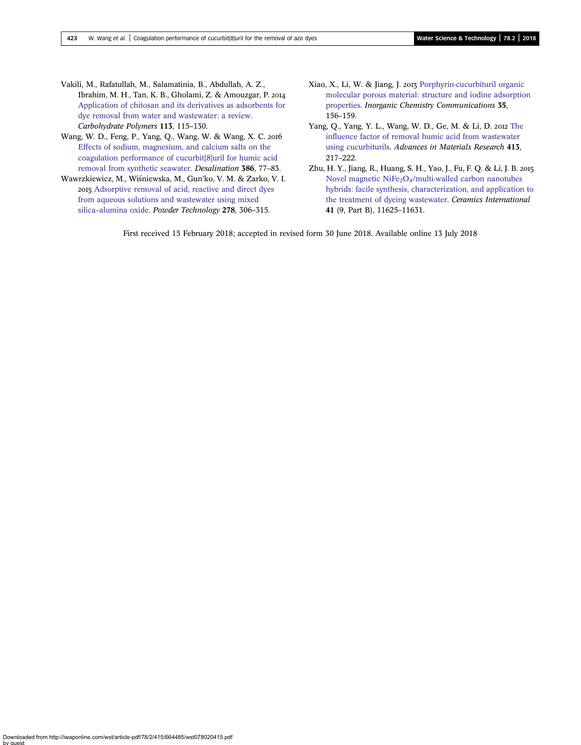Vakili, M., Rafatullah, M., Salamatinia, B., Abdullah, A. Z., Ibrahim, M. H., Tan, K. B., Gholami, Z. & Amouzgar, P. 2014 Application of chitosan and its derivatives as adsorbents for dye removal from water and wastewater: a review. *Carbohydrate Polymers* **113**, 115–130.

Wang, W. D., Feng, P., Yang, Q., Wang, W. & Wang, X. C. 2016 Effects of sodium, magnesium, and calcium salts on the coagulation performance of cucurbit[8]uril for humic acid removal from synthetic seawater. *Desalination* **386**, 77–83.

Wawrzkiewicz, M., Wiśniewska, M., Gun'ko, V. M. & Zarko, V. I. 2015 Adsorptive removal of acid, reactive and direct dyes from aqueous solutions and wastewater using mixed silica–alumina oxide. *Powder Technology* **278**, 306–315.

Xiao, X., Li, W. & Jiang, J. 2013 Porphyrin-cucurbituril organic molecular porous material: structure and iodine adsorption properties. *Inorganic Chemistry Communications* **35**, 156–159.

Yang, Q., Yang, Y. L., Wang, W. D., Ge, M. & Li, D. 2012 The influence factor of removal humic acid from wastewater using cucurbiturils. *Advances in Materials Research* **413**, 217–222.

Zhu, H. Y., Jiang, R., Huang, S. H., Yao, J., Fu, F. Q. & Li, J. B. 2015 Novel magnetic $NiFe_2O_4$/multi-walled carbon nanotubes hybrids: facile synthesis, characterization, and application to the treatment of dyeing wastewater. *Ceramics International* **41** (9, Part B), 11625–11631.

First received 15 February 2018; accepted in revised form 30 June 2018. Available online 13 July 2018